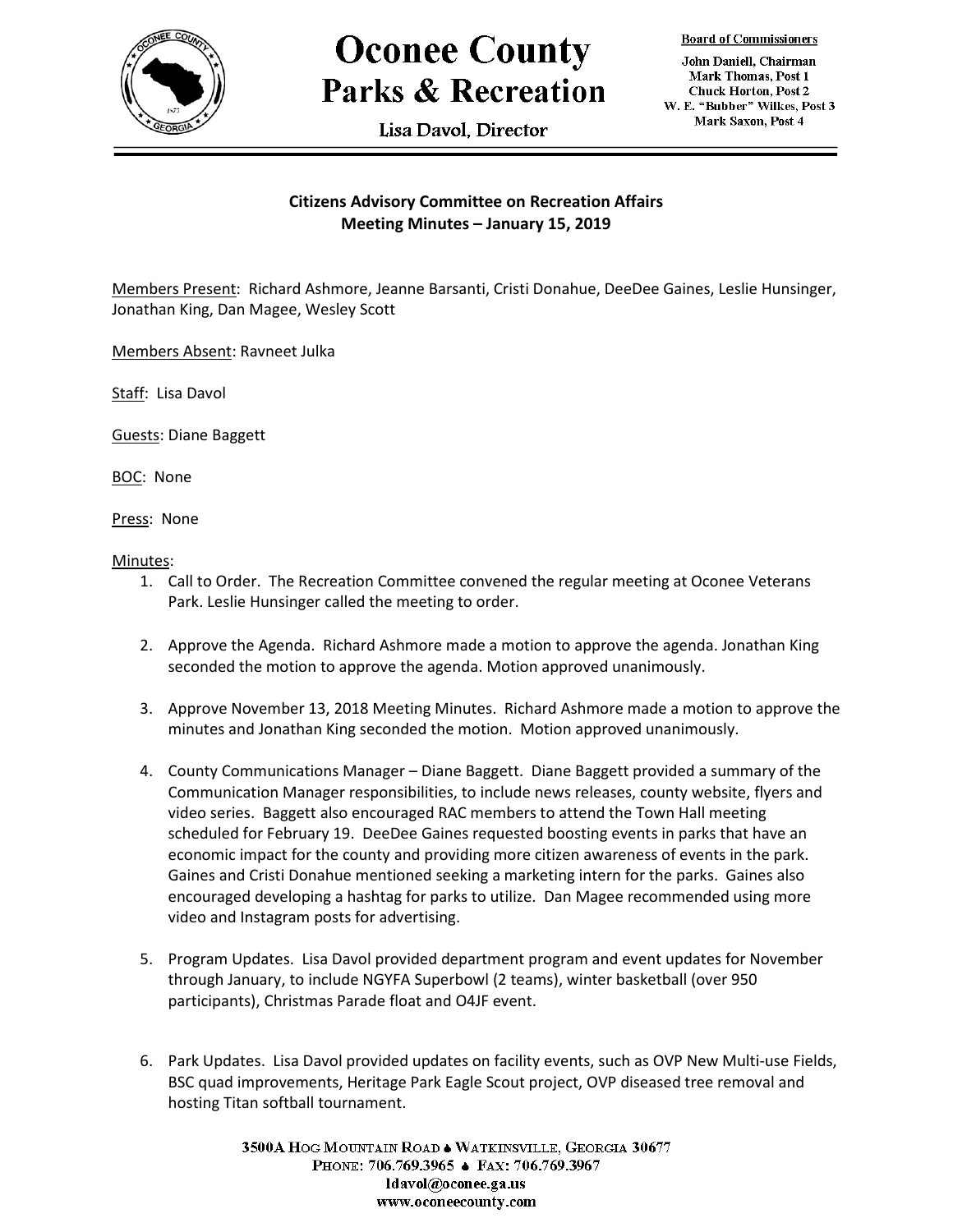# Oconee County
## Parks & Recreation

Lisa Davol, Director

**Board of Commissioners**

John Daniell, Chairman
Mark Thomas, Post 1
Chuck Horton, Post 2
W. E. "Bubber" Wilkes, Post 3
Mark Saxon, Post 4

---

### Citizens Advisory Committee on Recreation Affairs
### Meeting Minutes – January 15, 2019

Members Present: Richard Ashmore, Jeanne Barsanti, Cristi Donahue, DeeDee Gaines, Leslie Hunsinger, Jonathan King, Dan Magee, Wesley Scott

Members Absent: Ravneet Julka

Staff: Lisa Davol

Guests: Diane Baggett

BOC: None

Press: None

Minutes:

1. Call to Order. The Recreation Committee convened the regular meeting at Oconee Veterans Park. Leslie Hunsinger called the meeting to order.

2. Approve the Agenda. Richard Ashmore made a motion to approve the agenda. Jonathan King seconded the motion to approve the agenda. Motion approved unanimously.

3. Approve November 13, 2018 Meeting Minutes. Richard Ashmore made a motion to approve the minutes and Jonathan King seconded the motion. Motion approved unanimously.

4. County Communications Manager – Diane Baggett. Diane Baggett provided a summary of the Communication Manager responsibilities, to include news releases, county website, flyers and video series. Baggett also encouraged RAC members to attend the Town Hall meeting scheduled for February 19. DeeDee Gaines requested boosting events in parks that have an economic impact for the county and providing more citizen awareness of events in the park. Gaines and Cristi Donahue mentioned seeking a marketing intern for the parks. Gaines also encouraged developing a hashtag for parks to utilize. Dan Magee recommended using more video and Instagram posts for advertising.

5. Program Updates. Lisa Davol provided department program and event updates for November through January, to include NGYFA Superbowl (2 teams), winter basketball (over 950 participants), Christmas Parade float and O4JF event.

6. Park Updates. Lisa Davol provided updates on facility events, such as OVP New Multi-use Fields, BSC quad improvements, Heritage Park Eagle Scout project, OVP diseased tree removal and hosting Titan softball tournament.

3500A Hog Mountain Road ♠ Watkinsville, Georgia 30677
Phone: 706.769.3965 ♠ Fax: 706.769.3967
ldavol@oconee.ga.us
www.oconeecounty.com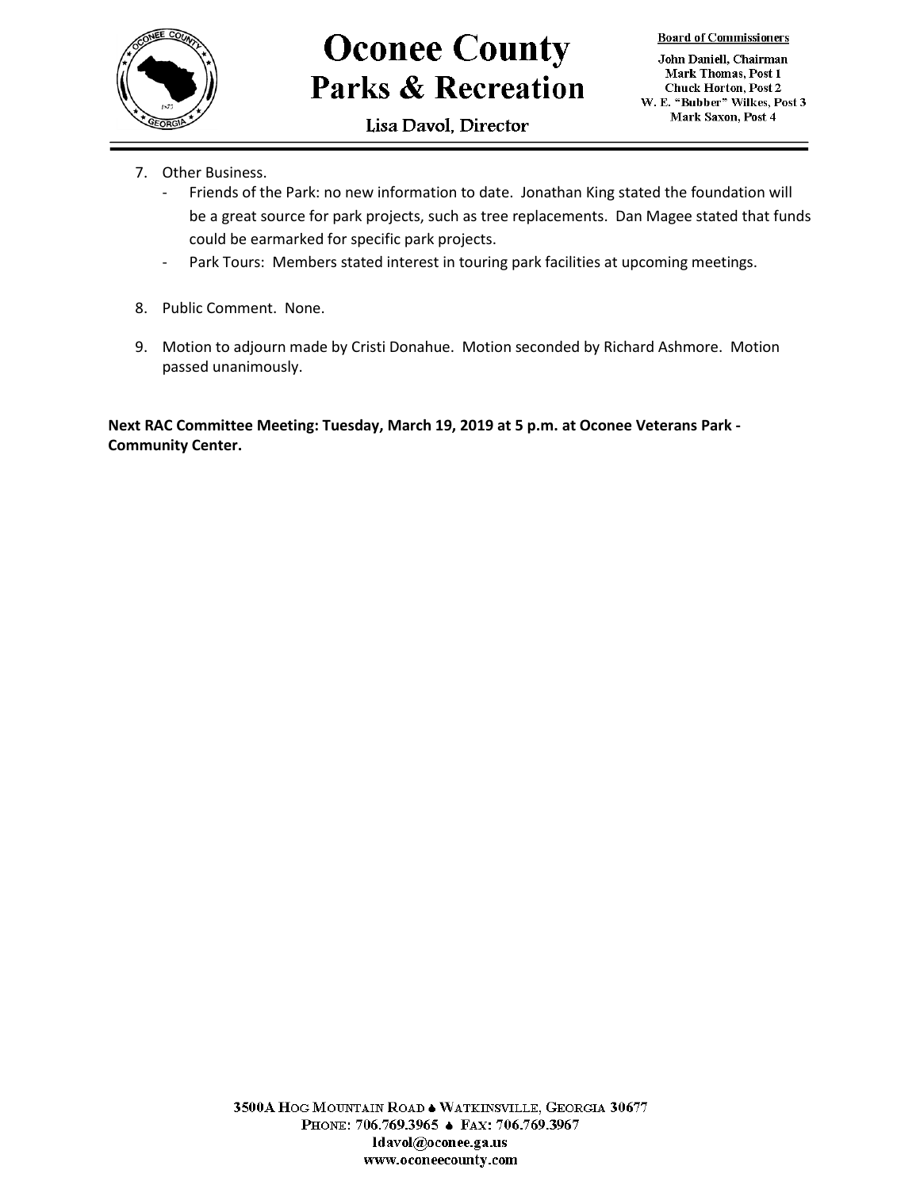7. Other Business.
   - Friends of the Park: no new information to date. Jonathan King stated the foundation will be a great source for park projects, such as tree replacements. Dan Magee stated that funds could be earmarked for specific park projects.
   - Park Tours: Members stated interest in touring park facilities at upcoming meetings.

8. Public Comment. None.

9. Motion to adjourn made by Cristi Donahue. Motion seconded by Richard Ashmore. Motion passed unanimously.

**Next RAC Committee Meeting: Tuesday, March 19, 2019 at 5 p.m. at Oconee Veterans Park - Community Center.**